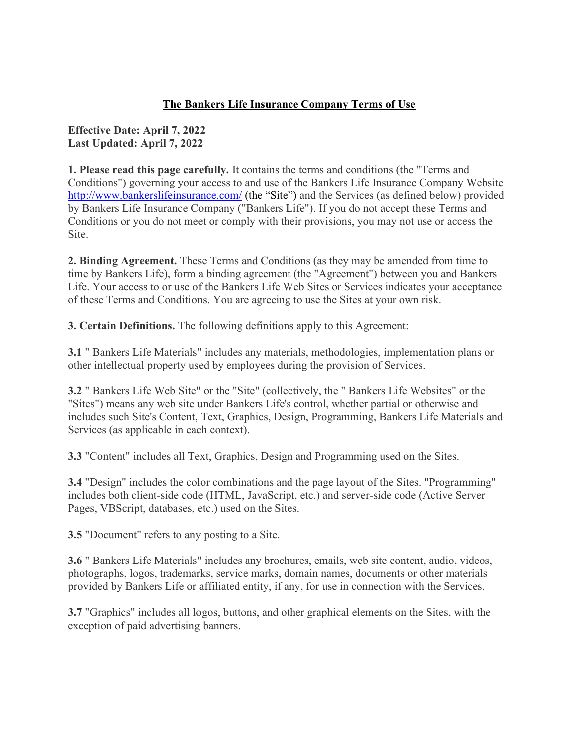# The Bankers Life Insurance Company Terms of Use

**Effective Date: April 7, 2022**
**Last Updated: April 7, 2022**

**1. Please read this page carefully.** It contains the terms and conditions (the "Terms and Conditions") governing your access to and use of the Bankers Life Insurance Company Website http://www.bankerslifeinsurance.com/ (the "Site") and the Services (as defined below) provided by Bankers Life Insurance Company ("Bankers Life"). If you do not accept these Terms and Conditions or you do not meet or comply with their provisions, you may not use or access the Site.

**2. Binding Agreement.** These Terms and Conditions (as they may be amended from time to time by Bankers Life), form a binding agreement (the "Agreement") between you and Bankers Life. Your access to or use of the Bankers Life Web Sites or Services indicates your acceptance of these Terms and Conditions. You are agreeing to use the Sites at your own risk.

**3. Certain Definitions.** The following definitions apply to this Agreement:

**3.1** " Bankers Life Materials" includes any materials, methodologies, implementation plans or other intellectual property used by employees during the provision of Services.

**3.2** " Bankers Life Web Site" or the "Site" (collectively, the " Bankers Life Websites" or the "Sites") means any web site under Bankers Life's control, whether partial or otherwise and includes such Site's Content, Text, Graphics, Design, Programming, Bankers Life Materials and Services (as applicable in each context).

**3.3** "Content" includes all Text, Graphics, Design and Programming used on the Sites.

**3.4** "Design" includes the color combinations and the page layout of the Sites. "Programming" includes both client-side code (HTML, JavaScript, etc.) and server-side code (Active Server Pages, VBScript, databases, etc.) used on the Sites.

**3.5** "Document" refers to any posting to a Site.

**3.6** " Bankers Life Materials" includes any brochures, emails, web site content, audio, videos, photographs, logos, trademarks, service marks, domain names, documents or other materials provided by Bankers Life or affiliated entity, if any, for use in connection with the Services.

**3.7** "Graphics" includes all logos, buttons, and other graphical elements on the Sites, with the exception of paid advertising banners.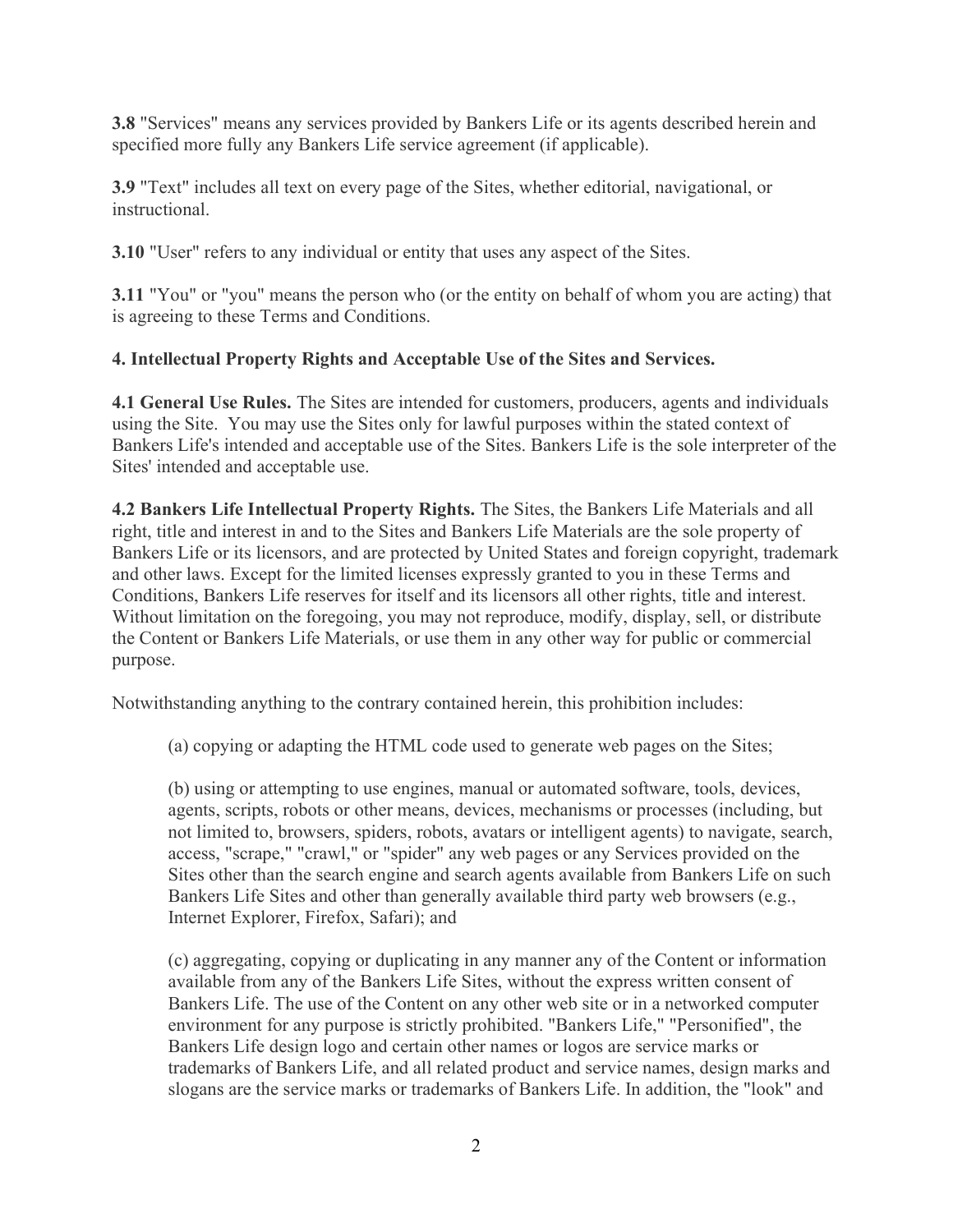**3.8** "Services" means any services provided by Bankers Life or its agents described herein and specified more fully any Bankers Life service agreement (if applicable).

**3.9** "Text" includes all text on every page of the Sites, whether editorial, navigational, or instructional.

**3.10** "User" refers to any individual or entity that uses any aspect of the Sites.

**3.11** "You" or "you" means the person who (or the entity on behalf of whom you are acting) that is agreeing to these Terms and Conditions.

**4. Intellectual Property Rights and Acceptable Use of the Sites and Services.**

**4.1 General Use Rules.** The Sites are intended for customers, producers, agents and individuals using the Site. You may use the Sites only for lawful purposes within the stated context of Bankers Life's intended and acceptable use of the Sites. Bankers Life is the sole interpreter of the Sites' intended and acceptable use.

**4.2 Bankers Life Intellectual Property Rights.** The Sites, the Bankers Life Materials and all right, title and interest in and to the Sites and Bankers Life Materials are the sole property of Bankers Life or its licensors, and are protected by United States and foreign copyright, trademark and other laws. Except for the limited licenses expressly granted to you in these Terms and Conditions, Bankers Life reserves for itself and its licensors all other rights, title and interest. Without limitation on the foregoing, you may not reproduce, modify, display, sell, or distribute the Content or Bankers Life Materials, or use them in any other way for public or commercial purpose.

Notwithstanding anything to the contrary contained herein, this prohibition includes:

(a) copying or adapting the HTML code used to generate web pages on the Sites;

(b) using or attempting to use engines, manual or automated software, tools, devices, agents, scripts, robots or other means, devices, mechanisms or processes (including, but not limited to, browsers, spiders, robots, avatars or intelligent agents) to navigate, search, access, "scrape," "crawl," or "spider" any web pages or any Services provided on the Sites other than the search engine and search agents available from Bankers Life on such Bankers Life Sites and other than generally available third party web browsers (e.g., Internet Explorer, Firefox, Safari); and

(c) aggregating, copying or duplicating in any manner any of the Content or information available from any of the Bankers Life Sites, without the express written consent of Bankers Life. The use of the Content on any other web site or in a networked computer environment for any purpose is strictly prohibited. "Bankers Life," "Personified", the Bankers Life design logo and certain other names or logos are service marks or trademarks of Bankers Life, and all related product and service names, design marks and slogans are the service marks or trademarks of Bankers Life. In addition, the "look" and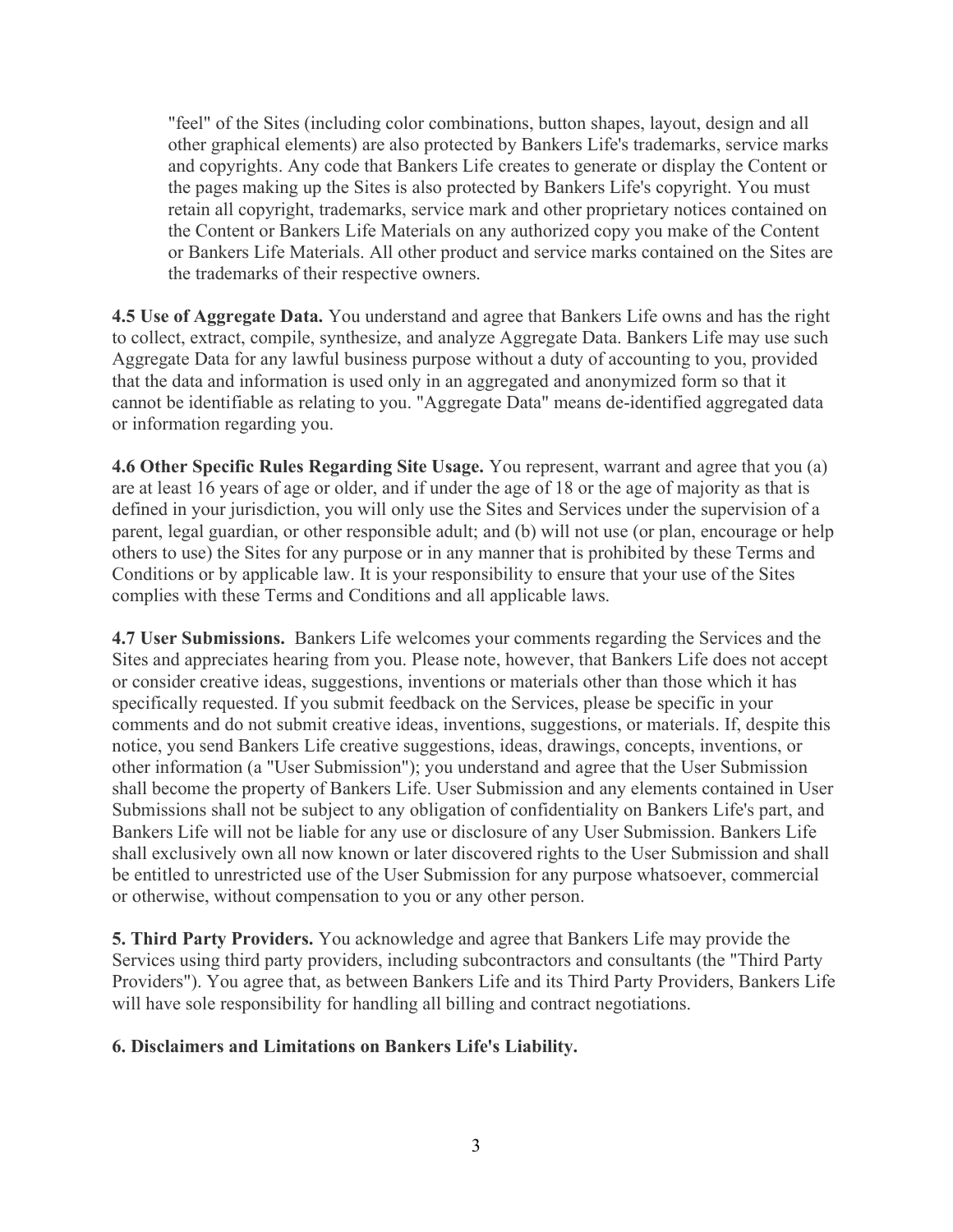"feel" of the Sites (including color combinations, button shapes, layout, design and all other graphical elements) are also protected by Bankers Life's trademarks, service marks and copyrights. Any code that Bankers Life creates to generate or display the Content or the pages making up the Sites is also protected by Bankers Life's copyright. You must retain all copyright, trademarks, service mark and other proprietary notices contained on the Content or Bankers Life Materials on any authorized copy you make of the Content or Bankers Life Materials. All other product and service marks contained on the Sites are the trademarks of their respective owners.

**4.5 Use of Aggregate Data.** You understand and agree that Bankers Life owns and has the right to collect, extract, compile, synthesize, and analyze Aggregate Data. Bankers Life may use such Aggregate Data for any lawful business purpose without a duty of accounting to you, provided that the data and information is used only in an aggregated and anonymized form so that it cannot be identifiable as relating to you. "Aggregate Data" means de-identified aggregated data or information regarding you.

**4.6 Other Specific Rules Regarding Site Usage.** You represent, warrant and agree that you (a) are at least 16 years of age or older, and if under the age of 18 or the age of majority as that is defined in your jurisdiction, you will only use the Sites and Services under the supervision of a parent, legal guardian, or other responsible adult; and (b) will not use (or plan, encourage or help others to use) the Sites for any purpose or in any manner that is prohibited by these Terms and Conditions or by applicable law. It is your responsibility to ensure that your use of the Sites complies with these Terms and Conditions and all applicable laws.

**4.7 User Submissions.** Bankers Life welcomes your comments regarding the Services and the Sites and appreciates hearing from you. Please note, however, that Bankers Life does not accept or consider creative ideas, suggestions, inventions or materials other than those which it has specifically requested. If you submit feedback on the Services, please be specific in your comments and do not submit creative ideas, inventions, suggestions, or materials. If, despite this notice, you send Bankers Life creative suggestions, ideas, drawings, concepts, inventions, or other information (a "User Submission"); you understand and agree that the User Submission shall become the property of Bankers Life. User Submission and any elements contained in User Submissions shall not be subject to any obligation of confidentiality on Bankers Life's part, and Bankers Life will not be liable for any use or disclosure of any User Submission. Bankers Life shall exclusively own all now known or later discovered rights to the User Submission and shall be entitled to unrestricted use of the User Submission for any purpose whatsoever, commercial or otherwise, without compensation to you or any other person.

**5. Third Party Providers.** You acknowledge and agree that Bankers Life may provide the Services using third party providers, including subcontractors and consultants (the "Third Party Providers"). You agree that, as between Bankers Life and its Third Party Providers, Bankers Life will have sole responsibility for handling all billing and contract negotiations.

**6. Disclaimers and Limitations on Bankers Life's Liability.**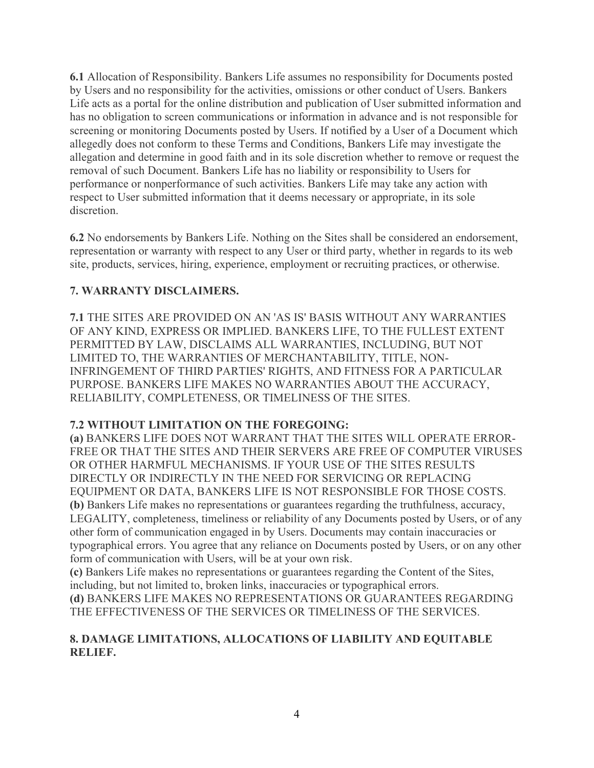**6.1** Allocation of Responsibility. Bankers Life assumes no responsibility for Documents posted by Users and no responsibility for the activities, omissions or other conduct of Users. Bankers Life acts as a portal for the online distribution and publication of User submitted information and has no obligation to screen communications or information in advance and is not responsible for screening or monitoring Documents posted by Users. If notified by a User of a Document which allegedly does not conform to these Terms and Conditions, Bankers Life may investigate the allegation and determine in good faith and in its sole discretion whether to remove or request the removal of such Document. Bankers Life has no liability or responsibility to Users for performance or nonperformance of such activities. Bankers Life may take any action with respect to User submitted information that it deems necessary or appropriate, in its sole discretion.

**6.2** No endorsements by Bankers Life. Nothing on the Sites shall be considered an endorsement, representation or warranty with respect to any User or third party, whether in regards to its web site, products, services, hiring, experience, employment or recruiting practices, or otherwise.

## 7. WARRANTY DISCLAIMERS.

**7.1** THE SITES ARE PROVIDED ON AN 'AS IS' BASIS WITHOUT ANY WARRANTIES OF ANY KIND, EXPRESS OR IMPLIED. BANKERS LIFE, TO THE FULLEST EXTENT PERMITTED BY LAW, DISCLAIMS ALL WARRANTIES, INCLUDING, BUT NOT LIMITED TO, THE WARRANTIES OF MERCHANTABILITY, TITLE, NON-INFRINGEMENT OF THIRD PARTIES' RIGHTS, AND FITNESS FOR A PARTICULAR PURPOSE. BANKERS LIFE MAKES NO WARRANTIES ABOUT THE ACCURACY, RELIABILITY, COMPLETENESS, OR TIMELINESS OF THE SITES.

**7.2 WITHOUT LIMITATION ON THE FOREGOING:**

**(a)** BANKERS LIFE DOES NOT WARRANT THAT THE SITES WILL OPERATE ERROR-FREE OR THAT THE SITES AND THEIR SERVERS ARE FREE OF COMPUTER VIRUSES OR OTHER HARMFUL MECHANISMS. IF YOUR USE OF THE SITES RESULTS DIRECTLY OR INDIRECTLY IN THE NEED FOR SERVICING OR REPLACING EQUIPMENT OR DATA, BANKERS LIFE IS NOT RESPONSIBLE FOR THOSE COSTS.

**(b)** Bankers Life makes no representations or guarantees regarding the truthfulness, accuracy, LEGALITY, completeness, timeliness or reliability of any Documents posted by Users, or of any other form of communication engaged in by Users. Documents may contain inaccuracies or typographical errors. You agree that any reliance on Documents posted by Users, or on any other form of communication with Users, will be at your own risk.

**(c)** Bankers Life makes no representations or guarantees regarding the Content of the Sites, including, but not limited to, broken links, inaccuracies or typographical errors.

**(d)** BANKERS LIFE MAKES NO REPRESENTATIONS OR GUARANTEES REGARDING THE EFFECTIVENESS OF THE SERVICES OR TIMELINESS OF THE SERVICES.

## 8. DAMAGE LIMITATIONS, ALLOCATIONS OF LIABILITY AND EQUITABLE RELIEF.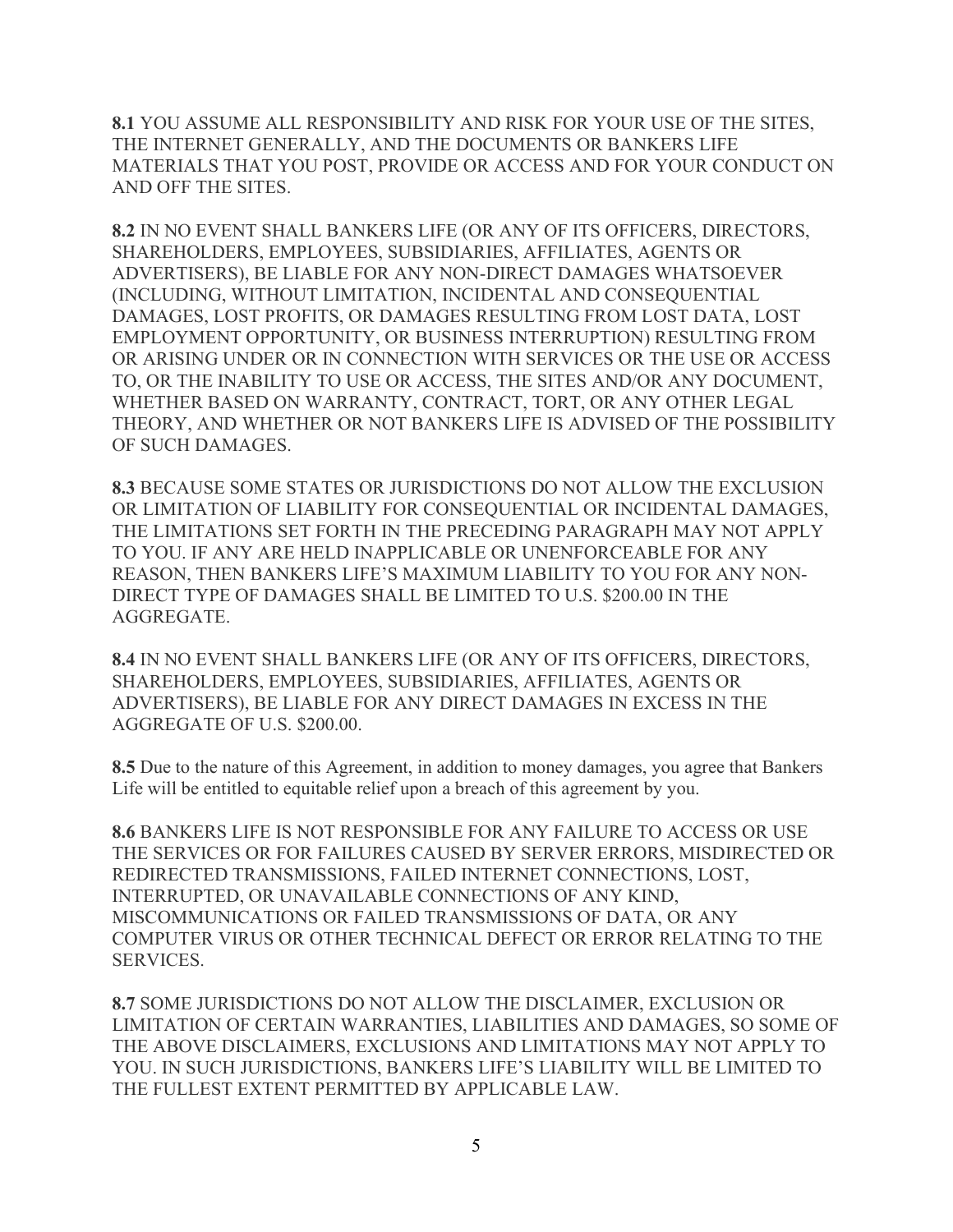**8.1** YOU ASSUME ALL RESPONSIBILITY AND RISK FOR YOUR USE OF THE SITES, THE INTERNET GENERALLY, AND THE DOCUMENTS OR BANKERS LIFE MATERIALS THAT YOU POST, PROVIDE OR ACCESS AND FOR YOUR CONDUCT ON AND OFF THE SITES.

**8.2** IN NO EVENT SHALL BANKERS LIFE (OR ANY OF ITS OFFICERS, DIRECTORS, SHAREHOLDERS, EMPLOYEES, SUBSIDIARIES, AFFILIATES, AGENTS OR ADVERTISERS), BE LIABLE FOR ANY NON-DIRECT DAMAGES WHATSOEVER (INCLUDING, WITHOUT LIMITATION, INCIDENTAL AND CONSEQUENTIAL DAMAGES, LOST PROFITS, OR DAMAGES RESULTING FROM LOST DATA, LOST EMPLOYMENT OPPORTUNITY, OR BUSINESS INTERRUPTION) RESULTING FROM OR ARISING UNDER OR IN CONNECTION WITH SERVICES OR THE USE OR ACCESS TO, OR THE INABILITY TO USE OR ACCESS, THE SITES AND/OR ANY DOCUMENT, WHETHER BASED ON WARRANTY, CONTRACT, TORT, OR ANY OTHER LEGAL THEORY, AND WHETHER OR NOT BANKERS LIFE IS ADVISED OF THE POSSIBILITY OF SUCH DAMAGES.

**8.3** BECAUSE SOME STATES OR JURISDICTIONS DO NOT ALLOW THE EXCLUSION OR LIMITATION OF LIABILITY FOR CONSEQUENTIAL OR INCIDENTAL DAMAGES, THE LIMITATIONS SET FORTH IN THE PRECEDING PARAGRAPH MAY NOT APPLY TO YOU. IF ANY ARE HELD INAPPLICABLE OR UNENFORCEABLE FOR ANY REASON, THEN BANKERS LIFE'S MAXIMUM LIABILITY TO YOU FOR ANY NON-DIRECT TYPE OF DAMAGES SHALL BE LIMITED TO U.S. $200.00 IN THE AGGREGATE.

**8.4** IN NO EVENT SHALL BANKERS LIFE (OR ANY OF ITS OFFICERS, DIRECTORS, SHAREHOLDERS, EMPLOYEES, SUBSIDIARIES, AFFILIATES, AGENTS OR ADVERTISERS), BE LIABLE FOR ANY DIRECT DAMAGES IN EXCESS IN THE AGGREGATE OF U.S. $200.00.

**8.5** Due to the nature of this Agreement, in addition to money damages, you agree that Bankers Life will be entitled to equitable relief upon a breach of this agreement by you.

**8.6** BANKERS LIFE IS NOT RESPONSIBLE FOR ANY FAILURE TO ACCESS OR USE THE SERVICES OR FOR FAILURES CAUSED BY SERVER ERRORS, MISDIRECTED OR REDIRECTED TRANSMISSIONS, FAILED INTERNET CONNECTIONS, LOST, INTERRUPTED, OR UNAVAILABLE CONNECTIONS OF ANY KIND, MISCOMMUNICATIONS OR FAILED TRANSMISSIONS OF DATA, OR ANY COMPUTER VIRUS OR OTHER TECHNICAL DEFECT OR ERROR RELATING TO THE SERVICES.

**8.7** SOME JURISDICTIONS DO NOT ALLOW THE DISCLAIMER, EXCLUSION OR LIMITATION OF CERTAIN WARRANTIES, LIABILITIES AND DAMAGES, SO SOME OF THE ABOVE DISCLAIMERS, EXCLUSIONS AND LIMITATIONS MAY NOT APPLY TO YOU. IN SUCH JURISDICTIONS, BANKERS LIFE'S LIABILITY WILL BE LIMITED TO THE FULLEST EXTENT PERMITTED BY APPLICABLE LAW.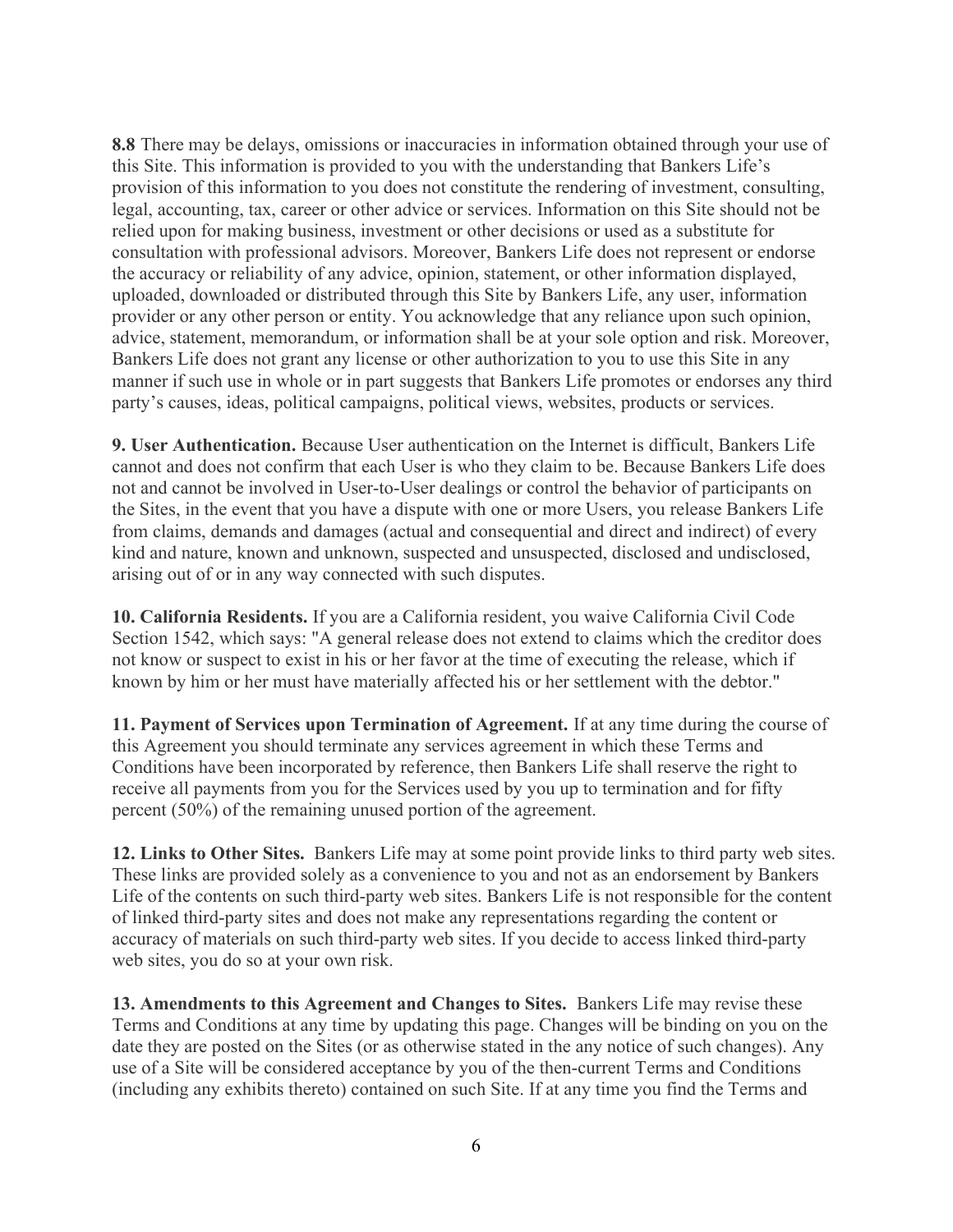**8.8** There may be delays, omissions or inaccuracies in information obtained through your use of this Site. This information is provided to you with the understanding that Bankers Life's provision of this information to you does not constitute the rendering of investment, consulting, legal, accounting, tax, career or other advice or services. Information on this Site should not be relied upon for making business, investment or other decisions or used as a substitute for consultation with professional advisors. Moreover, Bankers Life does not represent or endorse the accuracy or reliability of any advice, opinion, statement, or other information displayed, uploaded, downloaded or distributed through this Site by Bankers Life, any user, information provider or any other person or entity. You acknowledge that any reliance upon such opinion, advice, statement, memorandum, or information shall be at your sole option and risk. Moreover, Bankers Life does not grant any license or other authorization to you to use this Site in any manner if such use in whole or in part suggests that Bankers Life promotes or endorses any third party's causes, ideas, political campaigns, political views, websites, products or services.

**9. User Authentication.** Because User authentication on the Internet is difficult, Bankers Life cannot and does not confirm that each User is who they claim to be. Because Bankers Life does not and cannot be involved in User-to-User dealings or control the behavior of participants on the Sites, in the event that you have a dispute with one or more Users, you release Bankers Life from claims, demands and damages (actual and consequential and direct and indirect) of every kind and nature, known and unknown, suspected and unsuspected, disclosed and undisclosed, arising out of or in any way connected with such disputes.

**10. California Residents.** If you are a California resident, you waive California Civil Code Section 1542, which says: "A general release does not extend to claims which the creditor does not know or suspect to exist in his or her favor at the time of executing the release, which if known by him or her must have materially affected his or her settlement with the debtor."

**11. Payment of Services upon Termination of Agreement.** If at any time during the course of this Agreement you should terminate any services agreement in which these Terms and Conditions have been incorporated by reference, then Bankers Life shall reserve the right to receive all payments from you for the Services used by you up to termination and for fifty percent (50%) of the remaining unused portion of the agreement.

**12. Links to Other Sites.** Bankers Life may at some point provide links to third party web sites. These links are provided solely as a convenience to you and not as an endorsement by Bankers Life of the contents on such third-party web sites. Bankers Life is not responsible for the content of linked third-party sites and does not make any representations regarding the content or accuracy of materials on such third-party web sites. If you decide to access linked third-party web sites, you do so at your own risk.

**13. Amendments to this Agreement and Changes to Sites.** Bankers Life may revise these Terms and Conditions at any time by updating this page. Changes will be binding on you on the date they are posted on the Sites (or as otherwise stated in the any notice of such changes). Any use of a Site will be considered acceptance by you of the then-current Terms and Conditions (including any exhibits thereto) contained on such Site. If at any time you find the Terms and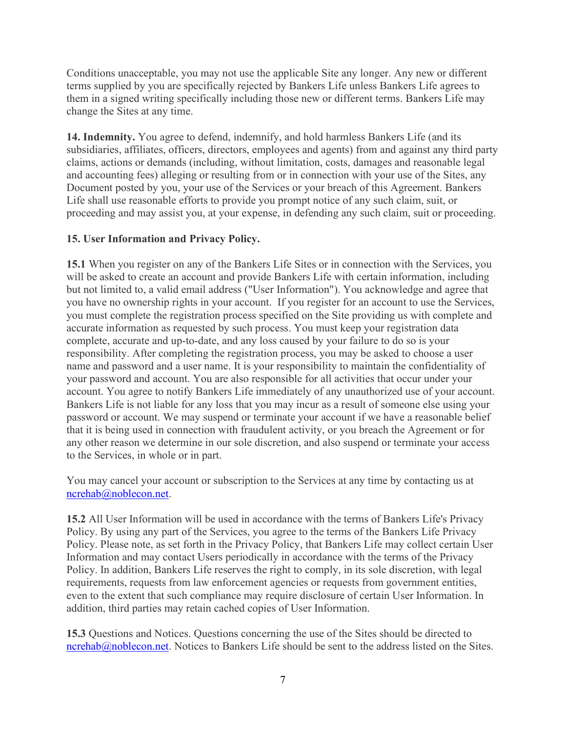Conditions unacceptable, you may not use the applicable Site any longer. Any new or different terms supplied by you are specifically rejected by Bankers Life unless Bankers Life agrees to them in a signed writing specifically including those new or different terms. Bankers Life may change the Sites at any time.

**14. Indemnity.** You agree to defend, indemnify, and hold harmless Bankers Life (and its subsidiaries, affiliates, officers, directors, employees and agents) from and against any third party claims, actions or demands (including, without limitation, costs, damages and reasonable legal and accounting fees) alleging or resulting from or in connection with your use of the Sites, any Document posted by you, your use of the Services or your breach of this Agreement. Bankers Life shall use reasonable efforts to provide you prompt notice of any such claim, suit, or proceeding and may assist you, at your expense, in defending any such claim, suit or proceeding.

**15. User Information and Privacy Policy.**

**15.1** When you register on any of the Bankers Life Sites or in connection with the Services, you will be asked to create an account and provide Bankers Life with certain information, including but not limited to, a valid email address ("User Information"). You acknowledge and agree that you have no ownership rights in your account. If you register for an account to use the Services, you must complete the registration process specified on the Site providing us with complete and accurate information as requested by such process. You must keep your registration data complete, accurate and up-to-date, and any loss caused by your failure to do so is your responsibility. After completing the registration process, you may be asked to choose a user name and password and a user name. It is your responsibility to maintain the confidentiality of your password and account. You are also responsible for all activities that occur under your account. You agree to notify Bankers Life immediately of any unauthorized use of your account. Bankers Life is not liable for any loss that you may incur as a result of someone else using your password or account. We may suspend or terminate your account if we have a reasonable belief that it is being used in connection with fraudulent activity, or you breach the Agreement or for any other reason we determine in our sole discretion, and also suspend or terminate your access to the Services, in whole or in part.

You may cancel your account or subscription to the Services at any time by contacting us at ncrehab@noblecon.net.

**15.2** All User Information will be used in accordance with the terms of Bankers Life's Privacy Policy. By using any part of the Services, you agree to the terms of the Bankers Life Privacy Policy. Please note, as set forth in the Privacy Policy, that Bankers Life may collect certain User Information and may contact Users periodically in accordance with the terms of the Privacy Policy. In addition, Bankers Life reserves the right to comply, in its sole discretion, with legal requirements, requests from law enforcement agencies or requests from government entities, even to the extent that such compliance may require disclosure of certain User Information. In addition, third parties may retain cached copies of User Information.

**15.3** Questions and Notices. Questions concerning the use of the Sites should be directed to ncrehab@noblecon.net. Notices to Bankers Life should be sent to the address listed on the Sites.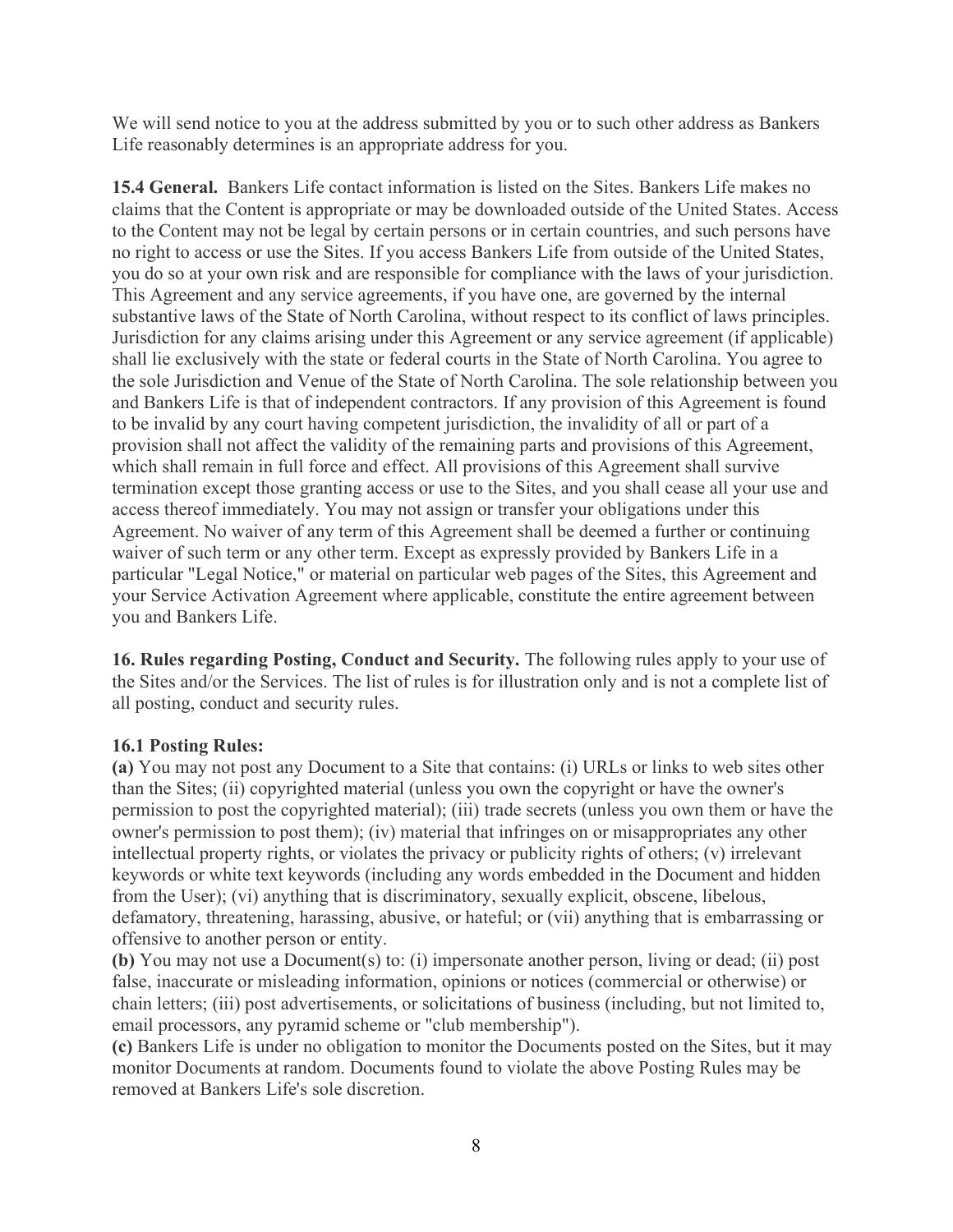We will send notice to you at the address submitted by you or to such other address as Bankers Life reasonably determines is an appropriate address for you.

**15.4 General.** Bankers Life contact information is listed on the Sites. Bankers Life makes no claims that the Content is appropriate or may be downloaded outside of the United States. Access to the Content may not be legal by certain persons or in certain countries, and such persons have no right to access or use the Sites. If you access Bankers Life from outside of the United States, you do so at your own risk and are responsible for compliance with the laws of your jurisdiction. This Agreement and any service agreements, if you have one, are governed by the internal substantive laws of the State of North Carolina, without respect to its conflict of laws principles. Jurisdiction for any claims arising under this Agreement or any service agreement (if applicable) shall lie exclusively with the state or federal courts in the State of North Carolina. You agree to the sole Jurisdiction and Venue of the State of North Carolina. The sole relationship between you and Bankers Life is that of independent contractors. If any provision of this Agreement is found to be invalid by any court having competent jurisdiction, the invalidity of all or part of a provision shall not affect the validity of the remaining parts and provisions of this Agreement, which shall remain in full force and effect. All provisions of this Agreement shall survive termination except those granting access or use to the Sites, and you shall cease all your use and access thereof immediately. You may not assign or transfer your obligations under this Agreement. No waiver of any term of this Agreement shall be deemed a further or continuing waiver of such term or any other term. Except as expressly provided by Bankers Life in a particular "Legal Notice," or material on particular web pages of the Sites, this Agreement and your Service Activation Agreement where applicable, constitute the entire agreement between you and Bankers Life.

**16. Rules regarding Posting, Conduct and Security.** The following rules apply to your use of the Sites and/or the Services. The list of rules is for illustration only and is not a complete list of all posting, conduct and security rules.

**16.1 Posting Rules:**

**(a)** You may not post any Document to a Site that contains: (i) URLs or links to web sites other than the Sites; (ii) copyrighted material (unless you own the copyright or have the owner's permission to post the copyrighted material); (iii) trade secrets (unless you own them or have the owner's permission to post them); (iv) material that infringes on or misappropriates any other intellectual property rights, or violates the privacy or publicity rights of others; (v) irrelevant keywords or white text keywords (including any words embedded in the Document and hidden from the User); (vi) anything that is discriminatory, sexually explicit, obscene, libelous, defamatory, threatening, harassing, abusive, or hateful; or (vii) anything that is embarrassing or offensive to another person or entity.

**(b)** You may not use a Document(s) to: (i) impersonate another person, living or dead; (ii) post false, inaccurate or misleading information, opinions or notices (commercial or otherwise) or chain letters; (iii) post advertisements, or solicitations of business (including, but not limited to, email processors, any pyramid scheme or "club membership").

**(c)** Bankers Life is under no obligation to monitor the Documents posted on the Sites, but it may monitor Documents at random. Documents found to violate the above Posting Rules may be removed at Bankers Life's sole discretion.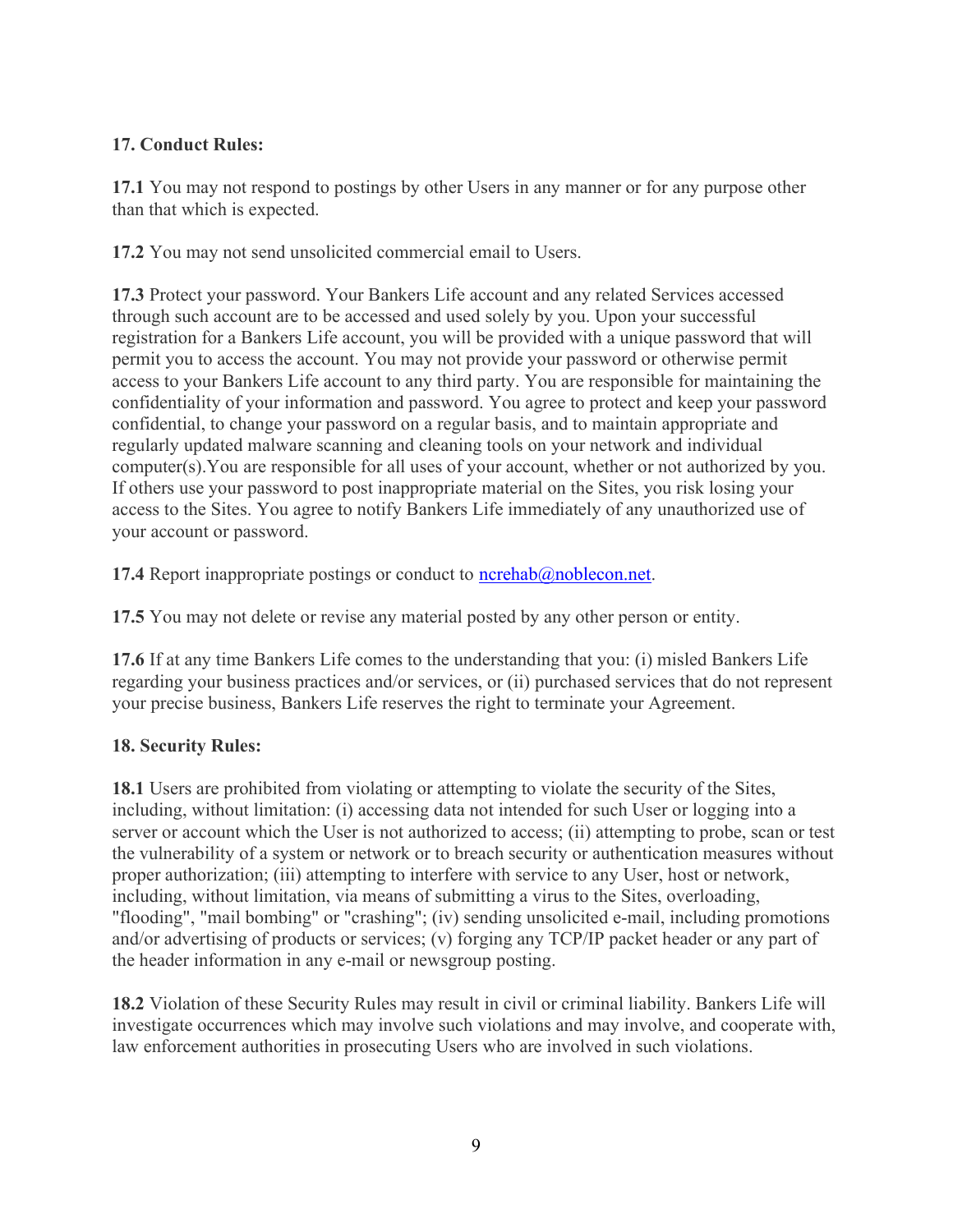**17. Conduct Rules:**

**17.1** You may not respond to postings by other Users in any manner or for any purpose other than that which is expected.

**17.2** You may not send unsolicited commercial email to Users.

**17.3** Protect your password. Your Bankers Life account and any related Services accessed through such account are to be accessed and used solely by you. Upon your successful registration for a Bankers Life account, you will be provided with a unique password that will permit you to access the account. You may not provide your password or otherwise permit access to your Bankers Life account to any third party. You are responsible for maintaining the confidentiality of your information and password. You agree to protect and keep your password confidential, to change your password on a regular basis, and to maintain appropriate and regularly updated malware scanning and cleaning tools on your network and individual computer(s).You are responsible for all uses of your account, whether or not authorized by you. If others use your password to post inappropriate material on the Sites, you risk losing your access to the Sites. You agree to notify Bankers Life immediately of any unauthorized use of your account or password.

**17.4** Report inappropriate postings or conduct to [ncrehab@noblecon.net](mailto:ncrehab@noblecon.net).

**17.5** You may not delete or revise any material posted by any other person or entity.

**17.6** If at any time Bankers Life comes to the understanding that you: (i) misled Bankers Life regarding your business practices and/or services, or (ii) purchased services that do not represent your precise business, Bankers Life reserves the right to terminate your Agreement.

**18. Security Rules:**

**18.1** Users are prohibited from violating or attempting to violate the security of the Sites, including, without limitation: (i) accessing data not intended for such User or logging into a server or account which the User is not authorized to access; (ii) attempting to probe, scan or test the vulnerability of a system or network or to breach security or authentication measures without proper authorization; (iii) attempting to interfere with service to any User, host or network, including, without limitation, via means of submitting a virus to the Sites, overloading, "flooding", "mail bombing" or "crashing"; (iv) sending unsolicited e-mail, including promotions and/or advertising of products or services; (v) forging any TCP/IP packet header or any part of the header information in any e-mail or newsgroup posting.

**18.2** Violation of these Security Rules may result in civil or criminal liability. Bankers Life will investigate occurrences which may involve such violations and may involve, and cooperate with, law enforcement authorities in prosecuting Users who are involved in such violations.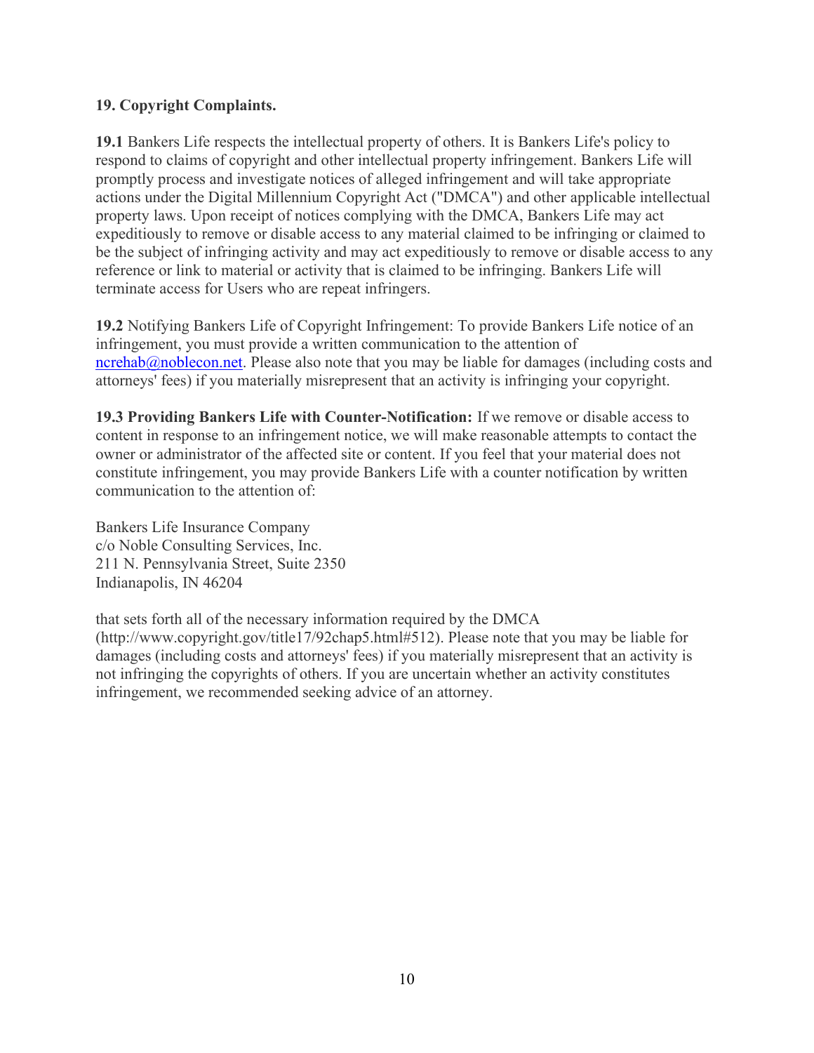**19. Copyright Complaints.**

**19.1** Bankers Life respects the intellectual property of others. It is Bankers Life's policy to respond to claims of copyright and other intellectual property infringement. Bankers Life will promptly process and investigate notices of alleged infringement and will take appropriate actions under the Digital Millennium Copyright Act ("DMCA") and other applicable intellectual property laws. Upon receipt of notices complying with the DMCA, Bankers Life may act expeditiously to remove or disable access to any material claimed to be infringing or claimed to be the subject of infringing activity and may act expeditiously to remove or disable access to any reference or link to material or activity that is claimed to be infringing. Bankers Life will terminate access for Users who are repeat infringers.

**19.2** Notifying Bankers Life of Copyright Infringement: To provide Bankers Life notice of an infringement, you must provide a written communication to the attention of ncrehab@noblecon.net. Please also note that you may be liable for damages (including costs and attorneys' fees) if you materially misrepresent that an activity is infringing your copyright.

**19.3 Providing Bankers Life with Counter-Notification:** If we remove or disable access to content in response to an infringement notice, we will make reasonable attempts to contact the owner or administrator of the affected site or content. If you feel that your material does not constitute infringement, you may provide Bankers Life with a counter notification by written communication to the attention of:

Bankers Life Insurance Company
c/o Noble Consulting Services, Inc.
211 N. Pennsylvania Street, Suite 2350
Indianapolis, IN 46204

that sets forth all of the necessary information required by the DMCA (http://www.copyright.gov/title17/92chap5.html#512). Please note that you may be liable for damages (including costs and attorneys' fees) if you materially misrepresent that an activity is not infringing the copyrights of others. If you are uncertain whether an activity constitutes infringement, we recommended seeking advice of an attorney.